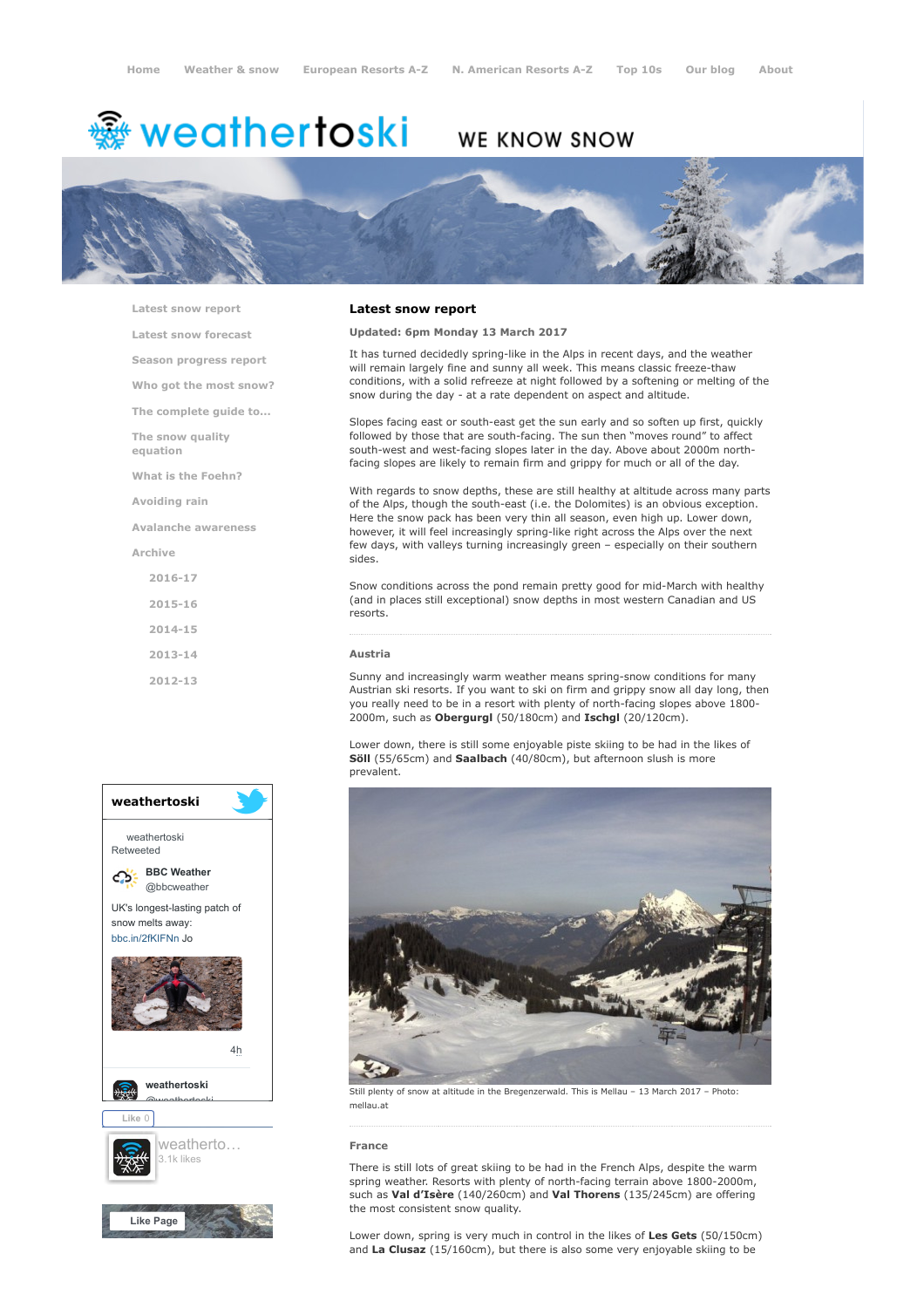Home | Weather & snow | European Resorts A-Z | N. American Resorts A-Z | Top 10s | Our blog | About

# weathertoski

WE KNOW SNOW

- Latest snow report
- Latest snow forecast
- Season progress report
- Who got the most snow?
- The complete guide to...
- The snow quality equation
- What is the Foehn?
- Avoiding rain
- Avalanche awareness
- Archive
  - 2016-17
  - 2015-16
  - 2014-15
  - 2013-14
  - 2012-13

## Latest snow report

**Updated: 6pm Monday 13 March 2017**

It has turned decidedly spring-like in the Alps in recent days, and the weather will remain largely fine and sunny all week. This means classic freeze-thaw conditions, with a solid refreeze at night followed by a softening or melting of the snow during the day - at a rate dependent on aspect and altitude.

Slopes facing east or south-east get the sun early and so soften up first, quickly followed by those that are south-facing. The sun then "moves round" to affect south-west and west-facing slopes later in the day. Above about 2000m north-facing slopes are likely to remain firm and grippy for much or all of the day.

With regards to snow depths, these are still healthy at altitude across many parts of the Alps, though the south-east (i.e. the Dolomites) is an obvious exception. Here the snow pack has been very thin all season, even high up. Lower down, however, it will feel increasingly spring-like right across the Alps over the next few days, with valleys turning increasingly green – especially on their southern sides.

Snow conditions across the pond remain pretty good for mid-March with healthy (and in places still exceptional) snow depths in most western Canadian and US resorts.

### Austria

Sunny and increasingly warm weather means spring-snow conditions for many Austrian ski resorts. If you want to ski on firm and grippy snow all day long, then you really need to be in a resort with plenty of north-facing slopes above 1800-2000m, such as **Obergurgl** (50/180cm) and **Ischgl** (20/120cm).

Lower down, there is still some enjoyable piste skiing to be had in the likes of **Söll** (55/65cm) and **Saalbach** (40/80cm), but afternoon slush is more prevalent.

Still plenty of snow at altitude in the Bregenzerwald. This is Mellau – 13 March 2017 – Photo: mellau.at

### France

There is still lots of great skiing to be had in the French Alps, despite the warm spring weather. Resorts with plenty of north-facing terrain above 1800-2000m, such as **Val d'Isère** (140/260cm) and **Val Thorens** (135/245cm) are offering the most consistent snow quality.

Lower down, spring is very much in control in the likes of **Les Gets** (50/150cm) and **La Clusaz** (15/160cm), but there is also some very enjoyable skiing to be

weathertoski

weathertoski Retweeted

BBC Weather @bbcweather

UK's longest-lasting patch of snow melts away: bbc.in/2fKIFNn Jo

4h

weathertoski @weathertoski

Like 0

weatherto... 3.1k likes

Like Page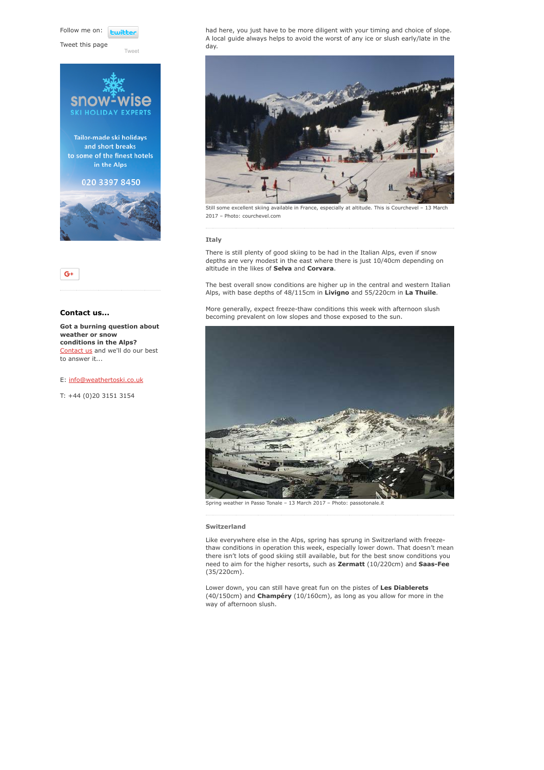Follow me on:

Tweet this page

Tweet

Tailor-made ski holidays and short breaks to some of the finest hotels in the Alps

020 3397 8450

### Contact us...

**Got a burning question about weather or snow conditions in the Alps?** Contact us and we'll do our best to answer it...

E: info@weathertoski.co.uk

T: +44 (0)20 3151 3154

had here, you just have to be more diligent with your timing and choice of slope. A local guide always helps to avoid the worst of any ice or slush early/late in the day.

Still some excellent skiing available in France, especially at altitude. This is Courchevel – 13 March 2017 – Photo: courchevel.com

### Italy

There is still plenty of good skiing to be had in the Italian Alps, even if snow depths are very modest in the east where there is just 10/40cm depending on altitude in the likes of **Selva** and **Corvara**.

The best overall snow conditions are higher up in the central and western Italian Alps, with base depths of 48/115cm in **Livigno** and 55/220cm in **La Thuile**.

More generally, expect freeze-thaw conditions this week with afternoon slush becoming prevalent on low slopes and those exposed to the sun.

Spring weather in Passo Tonale – 13 March 2017 – Photo: passotonale.it

### Switzerland

Like everywhere else in the Alps, spring has sprung in Switzerland with freeze-thaw conditions in operation this week, especially lower down. That doesn't mean there isn't lots of good skiing still available, but for the best snow conditions you need to aim for the higher resorts, such as **Zermatt** (10/220cm) and **Saas-Fee** (35/220cm).

Lower down, you can still have great fun on the pistes of **Les Diablerets** (40/150cm) and **Champéry** (10/160cm), as long as you allow for more in the way of afternoon slush.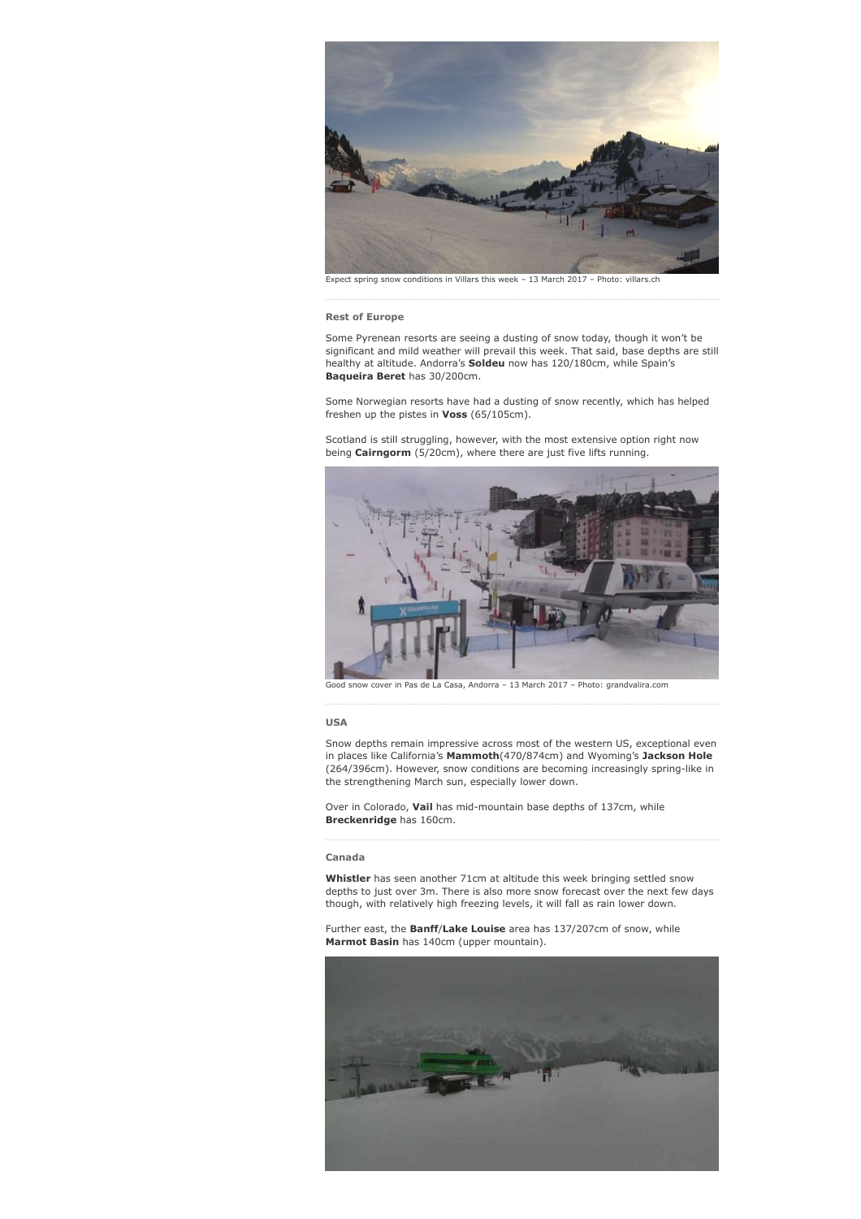Expect spring snow conditions in Villars this week – 13 March 2017 – Photo: villars.ch

### Rest of Europe

Some Pyrenean resorts are seeing a dusting of snow today, though it won't be significant and mild weather will prevail this week. That said, base depths are still healthy at altitude. Andorra's **Soldeu** now has 120/180cm, while Spain's **Baqueira Beret** has 30/200cm.

Some Norwegian resorts have had a dusting of snow recently, which has helped freshen up the pistes in **Voss** (65/105cm).

Scotland is still struggling, however, with the most extensive option right now being **Cairngorm** (5/20cm), where there are just five lifts running.

Good snow cover in Pas de La Casa, Andorra – 13 March 2017 – Photo: grandvalira.com

### USA

Snow depths remain impressive across most of the western US, exceptional even in places like California's **Mammoth**(470/874cm) and Wyoming's **Jackson Hole** (264/396cm). However, snow conditions are becoming increasingly spring-like in the strengthening March sun, especially lower down.

Over in Colorado, **Vail** has mid-mountain base depths of 137cm, while **Breckenridge** has 160cm.

### Canada

**Whistler** has seen another 71cm at altitude this week bringing settled snow depths to just over 3m. There is also more snow forecast over the next few days though, with relatively high freezing levels, it will fall as rain lower down.

Further east, the **Banff**/**Lake Louise** area has 137/207cm of snow, while **Marmot Basin** has 140cm (upper mountain).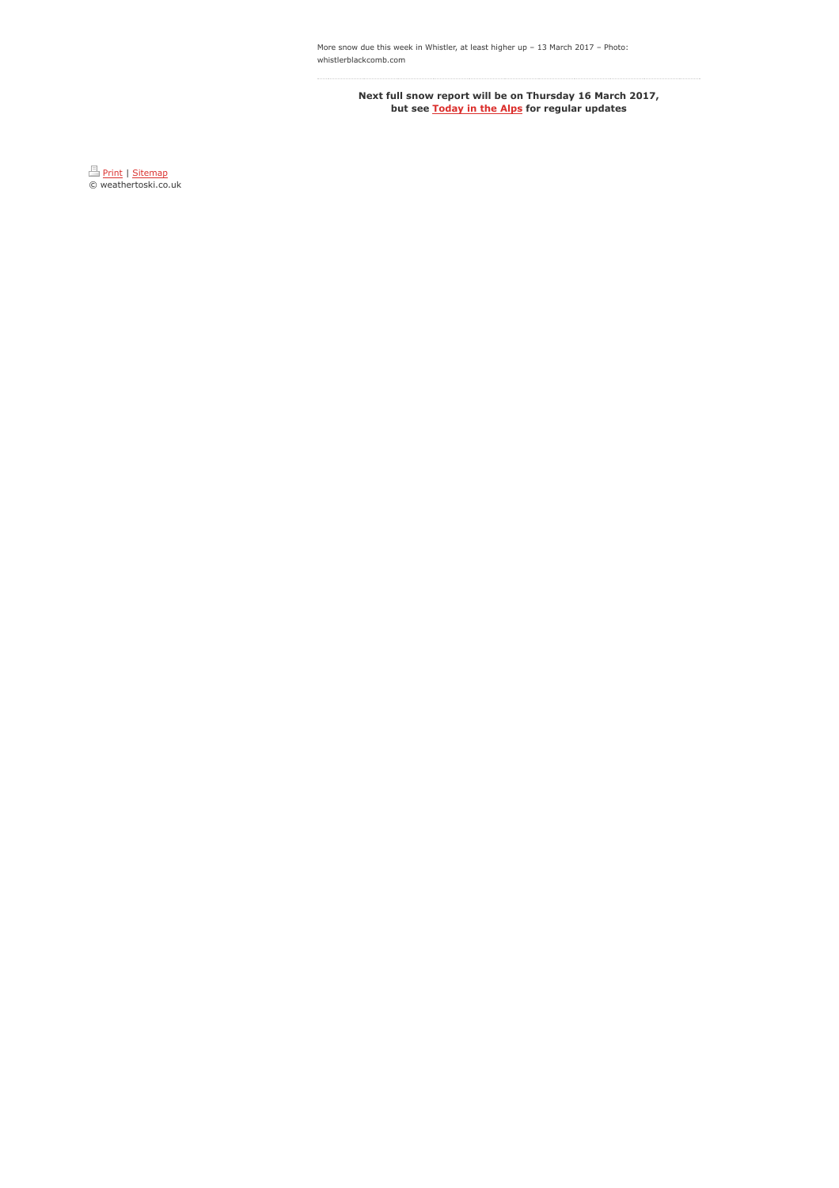More snow due this week in Whistler, at least higher up – 13 March 2017 – Photo: whistlerblackcomb.com

---

**Next full snow report will be on Thursday 16 March 2017, but see Today in the Alps for regular updates**

Print | Sitemap
© weathertoski.co.uk